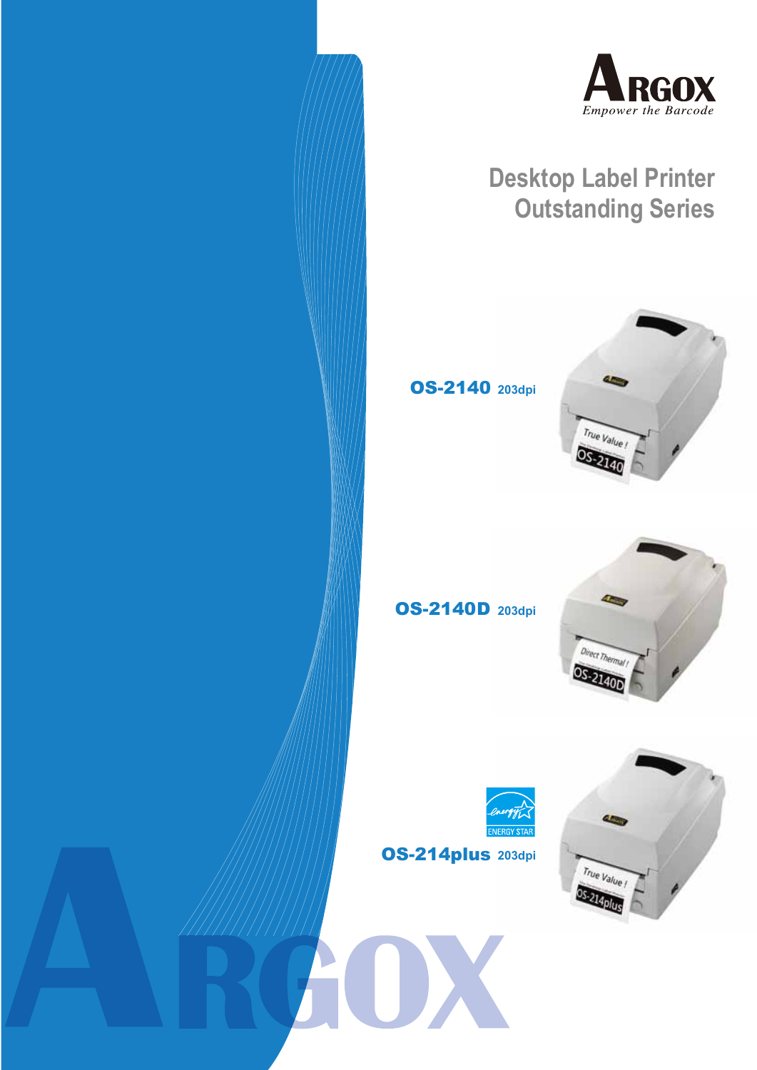**ARGOX**
*Empower the Barcode*

# Desktop Label Printer
# Outstanding Series

**OS-2140** 203dpi

**OS-2140D** 203dpi

ENERGY STAR

**OS-214plus** 203dpi

ARGOX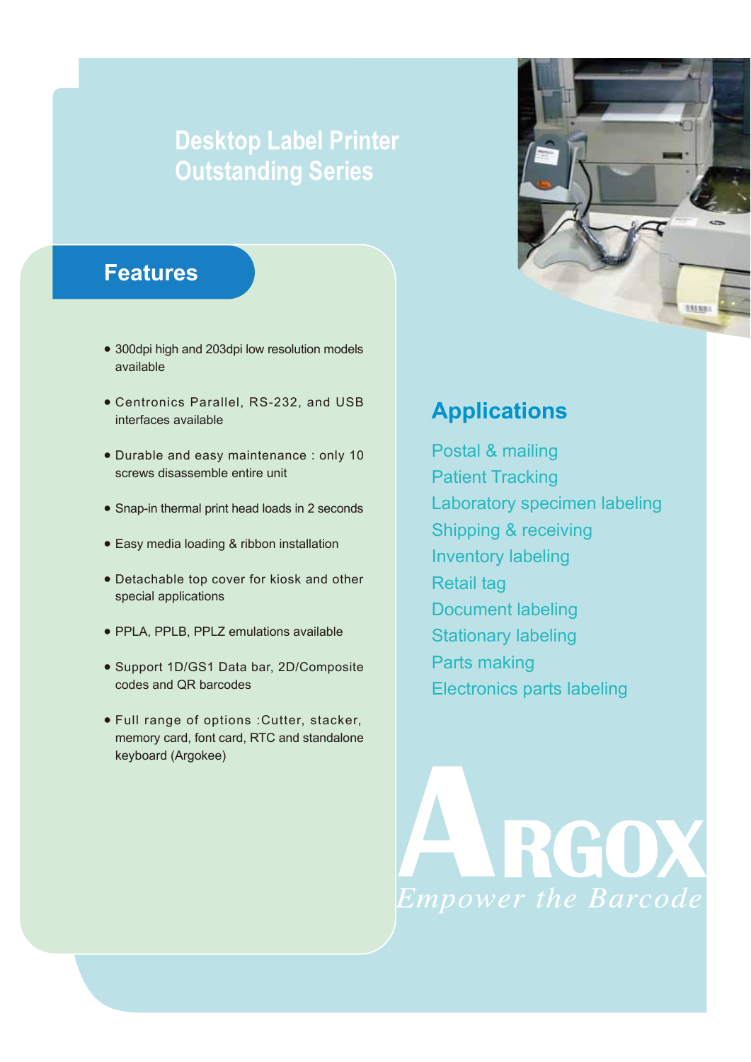# Desktop Label Printer Outstanding Series

## Features

- 300dpi high and 203dpi low resolution models available
- Centronics Parallel, RS-232, and USB interfaces available
- Durable and easy maintenance : only 10 screws disassemble entire unit
- Snap-in thermal print head loads in 2 seconds
- Easy media loading & ribbon installation
- Detachable top cover for kiosk and other special applications
- PPLA, PPLB, PPLZ emulations available
- Support 1D/GS1 Data bar, 2D/Composite codes and QR barcodes
- Full range of options :Cutter, stacker, memory card, font card, RTC and standalone keyboard (Argokee)

## Applications

Postal & mailing
Patient Tracking
Laboratory specimen labeling
Shipping & receiving
Inventory labeling
Retail tag
Document labeling
Stationary labeling
Parts making
Electronics parts labeling

ARGOX
*Empower the Barcode*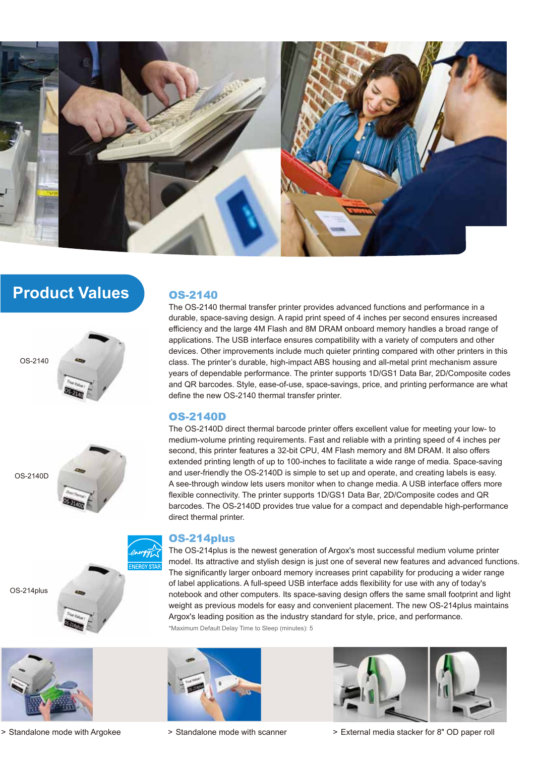## Product Values

OS-2140

OS-2140D

OS-214plus

ENERGY STAR

### OS-2140

The OS-2140 thermal transfer printer provides advanced functions and performance in a durable, space-saving design. A rapid print speed of 4 inches per second ensures increased efficiency and the large 4M Flash and 8M DRAM onboard memory handles a broad range of applications. The USB interface ensures compatibility with a variety of computers and other devices. Other improvements include much quieter printing compared with other printers in this class. The printer's durable, high-impact ABS housing and all-metal print mechanism assure years of dependable performance. The printer supports 1D/GS1 Data Bar, 2D/Composite codes and QR barcodes. Style, ease-of-use, space-savings, price, and printing performance are what define the new OS-2140 thermal transfer printer.

### OS-2140D

The OS-2140D direct thermal barcode printer offers excellent value for meeting your low- to medium-volume printing requirements. Fast and reliable with a printing speed of 4 inches per second, this printer features a 32-bit CPU, 4M Flash memory and 8M DRAM. It also offers extended printing length of up to 100-inches to facilitate a wide range of media. Space-saving and user-friendly the OS-2140D is simple to set up and operate, and creating labels is easy. A see-through window lets users monitor when to change media. A USB interface offers more flexible connectivity. The printer supports 1D/GS1 Data Bar, 2D/Composite codes and QR barcodes. The OS-2140D provides true value for a compact and dependable high-performance direct thermal printer.

### OS-214plus

The OS-214plus is the newest generation of Argox's most successful medium volume printer model. Its attractive and stylish design is just one of several new features and advanced functions. The significantly larger onboard memory increases print capability for producing a wider range of label applications. A full-speed USB interface adds flexibility for use with any of today's notebook and other computers. Its space-saving design offers the same small footprint and light weight as previous models for easy and convenient placement. The new OS-214plus maintains Argox's leading position as the industry standard for style, price, and performance.

*Maximum Default Delay Time to Sleep (minutes): 5

> Standalone mode with Argokee

> Standalone mode with scanner

> External media stacker for 8" OD paper roll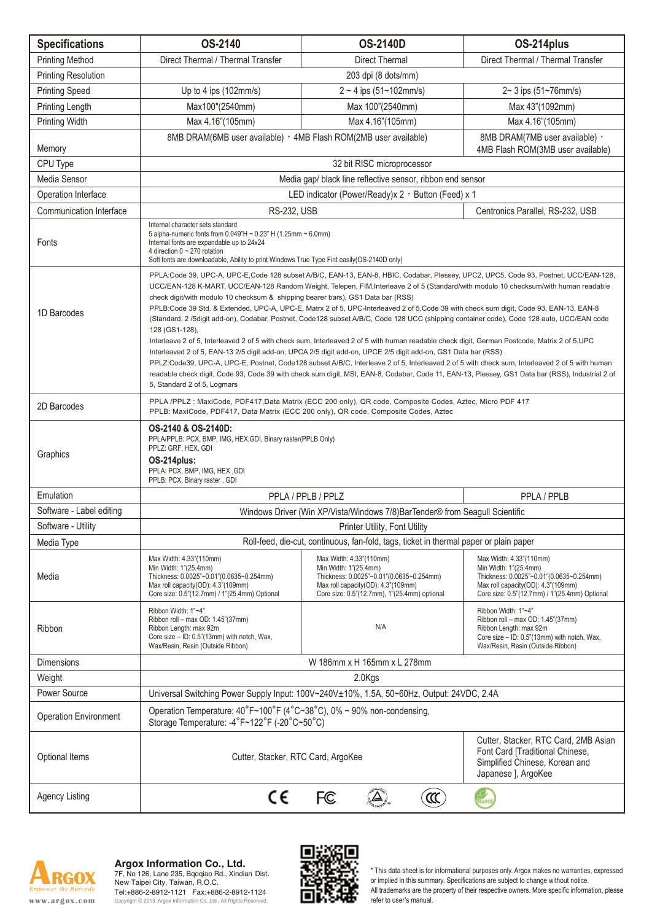| Specifications | OS-2140 | OS-2140D | OS-214plus |
|---|---|---|---|
| Printing Method | Direct Thermal / Thermal Transfer | Direct Thermal | Direct Thermal / Thermal Transfer |
| Printing Resolution | 203 dpi (8 dots/mm) | | |
| Printing Speed | Up to 4 ips (102mm/s) | 2 ~ 4 ips (51~102mm/s) | 2~ 3 ips (51~76mm/s) |
| Printing Length | Max100"(2540mm) | Max 100"(2540mm) | Max 43"(1092mm) |
| Printing Width | Max 4.16"(105mm) | Max 4.16"(105mm) | Max 4.16"(105mm) |
| Memory | 8MB DRAM(6MB user available)，4MB Flash ROM(2MB user available) | | 8MB DRAM(7MB user available)，4MB Flash ROM(3MB user available) |
| CPU Type | 32 bit RISC microprocessor | | |
| Media Sensor | Media gap/ black line reflective sensor, ribbon end sensor | | |
| Operation Interface | LED indicator (Power/Ready)x 2，Button (Feed) x 1 | | |
| Communication Interface | RS-232, USB | | Centronics Parallel, RS-232, USB |
| Fonts | Internal character sets standard<br>5 alpha-numeric fonts from 0.049"H ~ 0.23" H (1.25mm ~ 6.0mm)<br>Internal fonts are expandable up to 24x24<br>4 direction 0 ~ 270 rotation<br>Soft fonts are downloadable, Ability to print Windows True Type Fint easily(OS-2140D only) | | |
| 1D Barcodes | PPLA:Code 39, UPC-A, UPC-E,Code 128 subset A/B/C, EAN-13, EAN-8, HBIC, Codabar, Plessey, UPC2, UPC5, Code 93, Postnet, UCC/EAN-128, UCC/EAN-128 K-MART, UCC/EAN-128 Random Weight, Telepen, FIM,Interleave 2 of 5 (Standard/with modulo 10 checksum/with human readable check digit/with modulo 10 checksum & shipping bearer bars), GS1 Data bar (RSS)<br>PPLB:Code 39 Std. & Extended, UPC-A, UPC-E, Matrx 2 of 5, UPC-Interleaved 2 of 5,Code 39 with check sum digit, Code 93, EAN-13, EAN-8 (Standard, 2 /5digit add-on), Codabar, Postnet, Code128 subset A/B/C, Code 128 UCC (shipping container code), Code 128 auto, UCC/EAN code 128 (GS1-128),<br>Interleave 2 of 5, Interleaved 2 of 5 with check sum, Interleaved 2 of 5 with human readable check digit, German Postcode, Matrix 2 of 5,UPC Interleaved 2 of 5, EAN-13 2/5 digit add-on, UPCA 2/5 digit add-on, UPCE 2/5 digit add-on, GS1 Data bar (RSS)<br>PPLZ:Code39, UPC-A, UPC-E, Postnet, Code128 subset A/B/C, Interleave 2 of 5, Interleaved 2 of 5 with check sum, Interleaved 2 of 5 with human readable check digit, Code 93, Code 39 with check sum digit, MSI, EAN-8, Codabar, Code 11, EAN-13, Plessey, GS1 Data bar (RSS), Industrial 2 of 5, Standard 2 of 5, Logmars | | |
| 2D Barcodes | PPLA /PPLZ : MaxiCode, PDF417,Data Matrix (ECC 200 only), QR code, Composite Codes, Aztec, Micro PDF 417<br>PPLB: MaxiCode, PDF417, Data Matrix (ECC 200 only), QR code, Composite Codes, Aztec | | |
| Graphics | **OS-2140 & OS-2140D:**<br>PPLA/PPLB: PCX, BMP, IMG, HEX,GDI, Binary raster(PPLB Only)<br>PPLZ: GRF, HEX, GDI<br>**OS-214plus:**<br>PPLA: PCX, BMP, IMG, HEX ,GDI<br>PPLB: PCX, Binary raster , GDI | | |
| Emulation | PPLA / PPLB / PPLZ | | PPLA / PPLB |
| Software - Label editing | Windows Driver (Win XP/Vista/Windows 7/8)BarTender® from Seagull Scientific | | |
| Software - Utility | Printer Utility, Font Utility | | |
| Media Type | Roll-feed, die-cut, continuous, fan-fold, tags, ticket in thermal paper or plain paper | | |
| Media | Max Width: 4.33"(110mm)<br>Min Width: 1"(25.4mm)<br>Thickness: 0.0025"~0.01"(0.0635~0.254mm)<br>Max roll capacity(OD): 4.3"(109mm)<br>Core size: 0.5"(12.7mm) / 1"(25.4mm) Optional | Max Width: 4.33"(110mm)<br>Min Width: 1"(25.4mm)<br>Thickness: 0.0025"~0.01"(0.0635~0.254mm)<br>Max roll capacity(OD): 4.3"(109mm)<br>Core size: 0.5"(12.7mm), 1"(25.4mm) optional | Max Width: 4.33"(110mm)<br>Min Width: 1"(25.4mm)<br>Thickness: 0.0025"~0.01"(0.0635~0.254mm)<br>Max roll capacity(OD): 4.3"(109mm)<br>Core size: 0.5"(12.7mm) / 1"(25.4mm) Optional |
| Ribbon | Ribbon Width: 1"~4"<br>Ribbon roll – max OD: 1.45"(37mm)<br>Ribbon Length: max 92m<br>Core size – ID: 0.5"(13mm) with notch, Wax, Wax/Resin, Resin (Outside Ribbon) | N/A | Ribbon Width: 1"~4"<br>Ribbon roll – max OD: 1.45"(37mm)<br>Ribbon Length: max 92m<br>Core size – ID: 0.5"(13mm) with notch, Wax, Wax/Resin, Resin (Outside Ribbon) |
| Dimensions | W 186mm x H 165mm x L 278mm | | |
| Weight | 2.0Kgs | | |
| Power Source | Universal Switching Power Supply Input: 100V~240V±10%, 1.5A, 50~60Hz, Output: 24VDC, 2.4A | | |
| Operation Environment | Operation Temperature: 40˚F~100˚F (4˚C~38˚C), 0% ~ 90% non-condensing,<br>Storage Temperature: -4˚F~122˚F (-20˚C~50˚C) | | |
| Optional Items | Cutter, Stacker, RTC Card, ArgoKee | | Cutter, Stacker, RTC Card, 2MB Asian Font Card [Traditional Chinese, Simplified Chinese, Korean and Japanese ], ArgoKee |
| Agency Listing | CE FC | | |

**Argox Information Co., Ltd.**
7F, No 126, Lane 235, Bqoqiao Rd., Xindian Dist.
New Taipei City, Taiwan, R.O.C.
Tel:+886-2-8912-1121 Fax:+886-2-8912-1124
Copyright © 2013. Argox Information Co. Ltd., All Rights Reserved.

ARGOX Empower the Barcode
www.argox.com

* This data sheet is for informational purposes only. Argox makes no warranties, expressed or implied in this summary. Specifications are subject to change without notice.
All trademarks are the property of their respective owners. More specific information, please refer to user's manual.